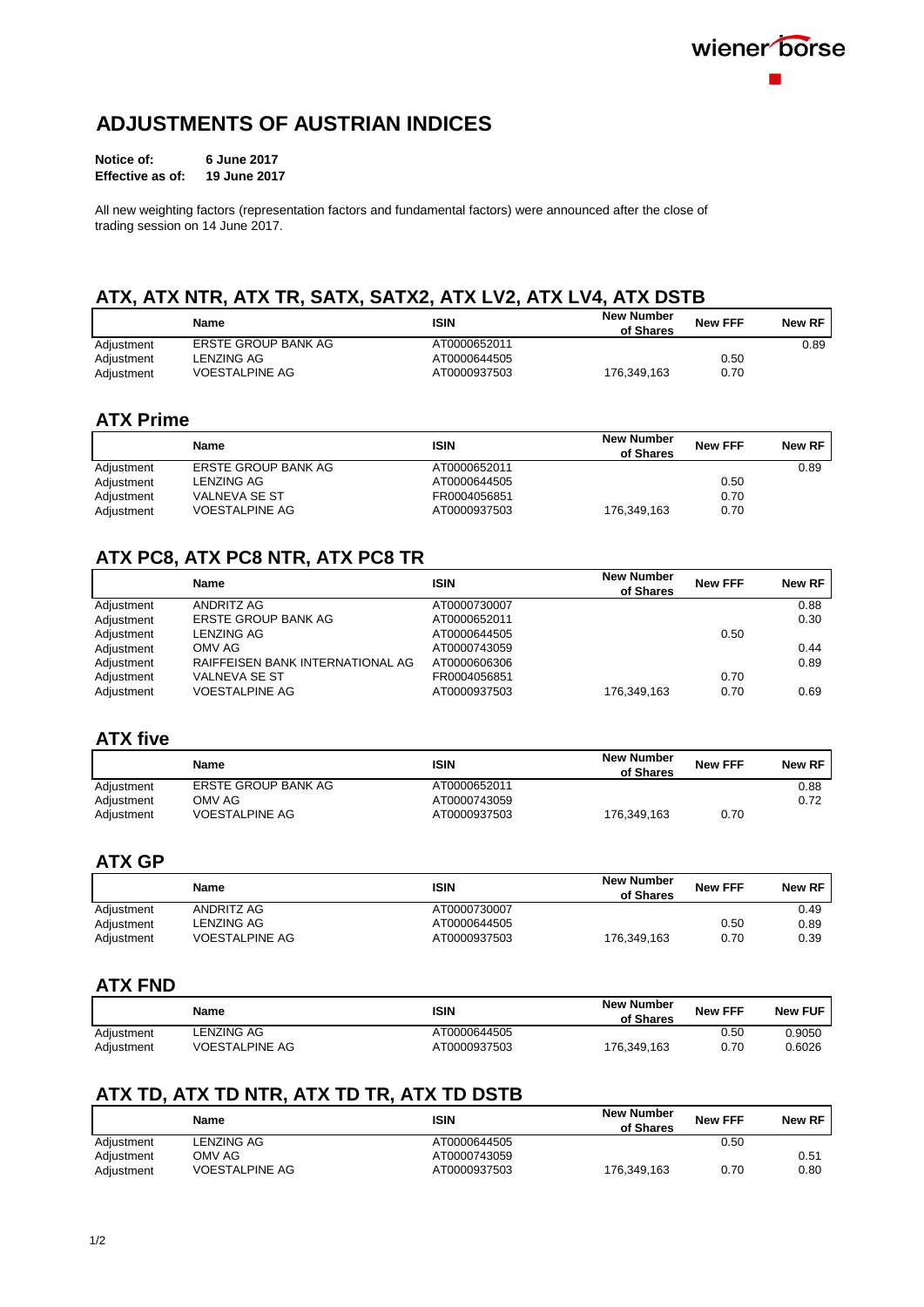# ADJUSTMENTS OF AUSTRIAN INDICES

**Notice of:** **6 June 2017**
**Effective as of:** **19 June 2017**

All new weighting factors (representation factors and fundamental factors) were announced after the close of trading session on 14 June 2017.

## ATX, ATX NTR, ATX TR, SATX, SATX2, ATX LV2, ATX LV4, ATX DSTB

| | Name | ISIN | New Number of Shares | New FFF | New RF |
|---|---|---|---|---|---|
| Adjustment | ERSTE GROUP BANK AG | AT0000652011 | | | 0.89 |
| Adjustment | LENZING AG | AT0000644505 | | 0.50 | |
| Adjustment | VOESTALPINE AG | AT0000937503 | 176,349,163 | 0.70 | |

## ATX Prime

| | Name | ISIN | New Number of Shares | New FFF | New RF |
|---|---|---|---|---|---|
| Adjustment | ERSTE GROUP BANK AG | AT0000652011 | | | 0.89 |
| Adjustment | LENZING AG | AT0000644505 | | 0.50 | |
| Adjustment | VALNEVA SE ST | FR0004056851 | | 0.70 | |
| Adjustment | VOESTALPINE AG | AT0000937503 | 176,349,163 | 0.70 | |

## ATX PC8, ATX PC8 NTR, ATX PC8 TR

| | Name | ISIN | New Number of Shares | New FFF | New RF |
|---|---|---|---|---|---|
| Adjustment | ANDRITZ AG | AT0000730007 | | | 0.88 |
| Adjustment | ERSTE GROUP BANK AG | AT0000652011 | | | 0.30 |
| Adjustment | LENZING AG | AT0000644505 | | 0.50 | |
| Adjustment | OMV AG | AT0000743059 | | | 0.44 |
| Adjustment | RAIFFEISEN BANK INTERNATIONAL AG | AT0000606306 | | | 0.89 |
| Adjustment | VALNEVA SE ST | FR0004056851 | | 0.70 | |
| Adjustment | VOESTALPINE AG | AT0000937503 | 176,349,163 | 0.70 | 0.69 |

## ATX five

| | Name | ISIN | New Number of Shares | New FFF | New RF |
|---|---|---|---|---|---|
| Adjustment | ERSTE GROUP BANK AG | AT0000652011 | | | 0.88 |
| Adjustment | OMV AG | AT0000743059 | | | 0.72 |
| Adjustment | VOESTALPINE AG | AT0000937503 | 176,349,163 | 0.70 | |

## ATX GP

| | Name | ISIN | New Number of Shares | New FFF | New RF |
|---|---|---|---|---|---|
| Adjustment | ANDRITZ AG | AT0000730007 | | | 0.49 |
| Adjustment | LENZING AG | AT0000644505 | | 0.50 | 0.89 |
| Adjustment | VOESTALPINE AG | AT0000937503 | 176,349,163 | 0.70 | 0.39 |

## ATX FND

| | Name | ISIN | New Number of Shares | New FFF | New FUF |
|---|---|---|---|---|---|
| Adjustment | LENZING AG | AT0000644505 | | 0.50 | 0.9050 |
| Adjustment | VOESTALPINE AG | AT0000937503 | 176,349,163 | 0.70 | 0.6026 |

## ATX TD, ATX TD NTR, ATX TD TR, ATX TD DSTB

| | Name | ISIN | New Number of Shares | New FFF | New RF |
|---|---|---|---|---|---|
| Adjustment | LENZING AG | AT0000644505 | | 0.50 | |
| Adjustment | OMV AG | AT0000743059 | | | 0.51 |
| Adjustment | VOESTALPINE AG | AT0000937503 | 176,349,163 | 0.70 | 0.80 |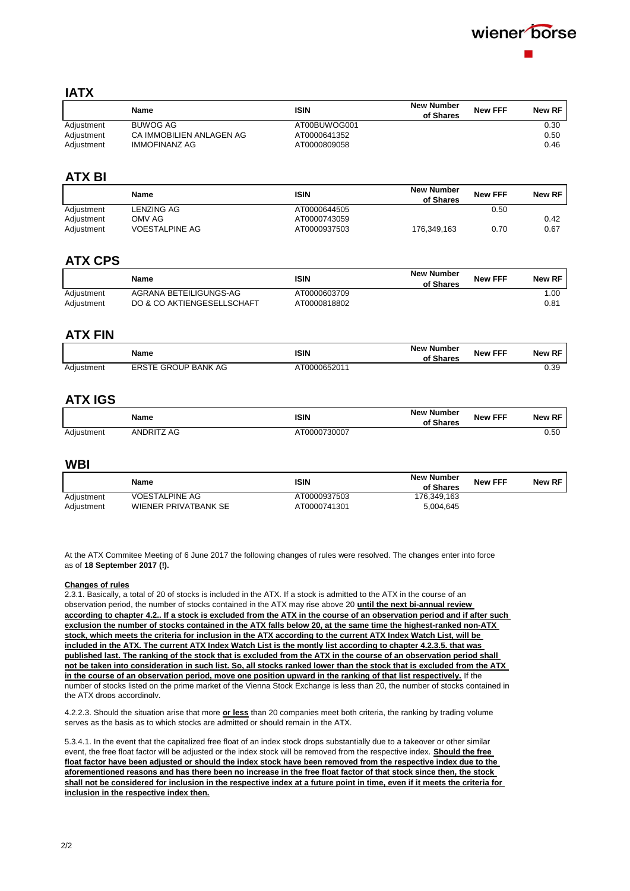## IATX

| | Name | ISIN | New Number of Shares | New FFF | New RF |
|---|---|---|---|---|---|
| Adjustment | BUWOG AG | AT00BUWOG001 | | | 0.30 |
| Adjustment | CA IMMOBILIEN ANLAGEN AG | AT0000641352 | | | 0.50 |
| Adjustment | IMMOFINANZ AG | AT0000809058 | | | 0.46 |

## ATX BI

| | Name | ISIN | New Number of Shares | New FFF | New RF |
|---|---|---|---|---|---|
| Adjustment | LENZING AG | AT0000644505 | | 0.50 | |
| Adjustment | OMV AG | AT0000743059 | | | 0.42 |
| Adjustment | VOESTALPINE AG | AT0000937503 | 176,349,163 | 0.70 | 0.67 |

## ATX CPS

| | Name | ISIN | New Number of Shares | New FFF | New RF |
|---|---|---|---|---|---|
| Adjustment | AGRANA BETEILIGUNGS-AG | AT0000603709 | | | 1.00 |
| Adjustment | DO & CO AKTIENGESELLSCHAFT | AT0000818802 | | | 0.81 |

## ATX FIN

| | Name | ISIN | New Number of Shares | New FFF | New RF |
|---|---|---|---|---|---|
| Adjustment | ERSTE GROUP BANK AG | AT0000652011 | | | 0.39 |

## ATX IGS

| | Name | ISIN | New Number of Shares | New FFF | New RF |
|---|---|---|---|---|---|
| Adjustment | ANDRITZ AG | AT0000730007 | | | 0.50 |

## WBI

| | Name | ISIN | New Number of Shares | New FFF | New RF |
|---|---|---|---|---|---|
| Adjustment | VOESTALPINE AG | AT0000937503 | 176,349,163 | | |
| Adjustment | WIENER PRIVATBANK SE | AT0000741301 | 5,004,645 | | |

At the ATX Commitee Meeting of 6 June 2017 the following changes of rules were resolved. The changes enter into force as of **18 September 2017 (!).**

**Changes of rules**

2.3.1. Basically, a total of 20 of stocks is included in the ATX. If a stock is admitted to the ATX in the course of an observation period, the number of stocks contained in the ATX may rise above 20 **until the next bi-annual review according to chapter 4.2.. If a stock is excluded from the ATX in the course of an observation period and if after such exclusion the number of stocks contained in the ATX falls below 20, at the same time the highest-ranked non-ATX stock, which meets the criteria for inclusion in the ATX according to the current ATX Index Watch List, will be included in the ATX. The current ATX Index Watch List is the montly list according to chapter 4.2.3.5. that was published last. The ranking of the stock that is excluded from the ATX in the course of an observation period shall not be taken into consideration in such list. So, all stocks ranked lower than the stock that is excluded from the ATX in the course of an observation period, move one position upward in the ranking of that list respectively.** If the number of stocks listed on the prime market of the Vienna Stock Exchange is less than 20, the number of stocks contained in the ATX drops accordingly.

4.2.2.3. Should the situation arise that more **or less** than 20 companies meet both criteria, the ranking by trading volume serves as the basis as to which stocks are admitted or should remain in the ATX.

5.3.4.1. In the event that the capitalized free float of an index stock drops substantially due to a takeover or other similar event, the free float factor will be adjusted or the index stock will be removed from the respective index. **Should the free float factor have been adjusted or should the index stock have been removed from the respective index due to the aforementioned reasons and has there been no increase in the free float factor of that stock since then, the stock shall not be considered for inclusion in the respective index at a future point in time, even if it meets the criteria for inclusion in the respective index then.**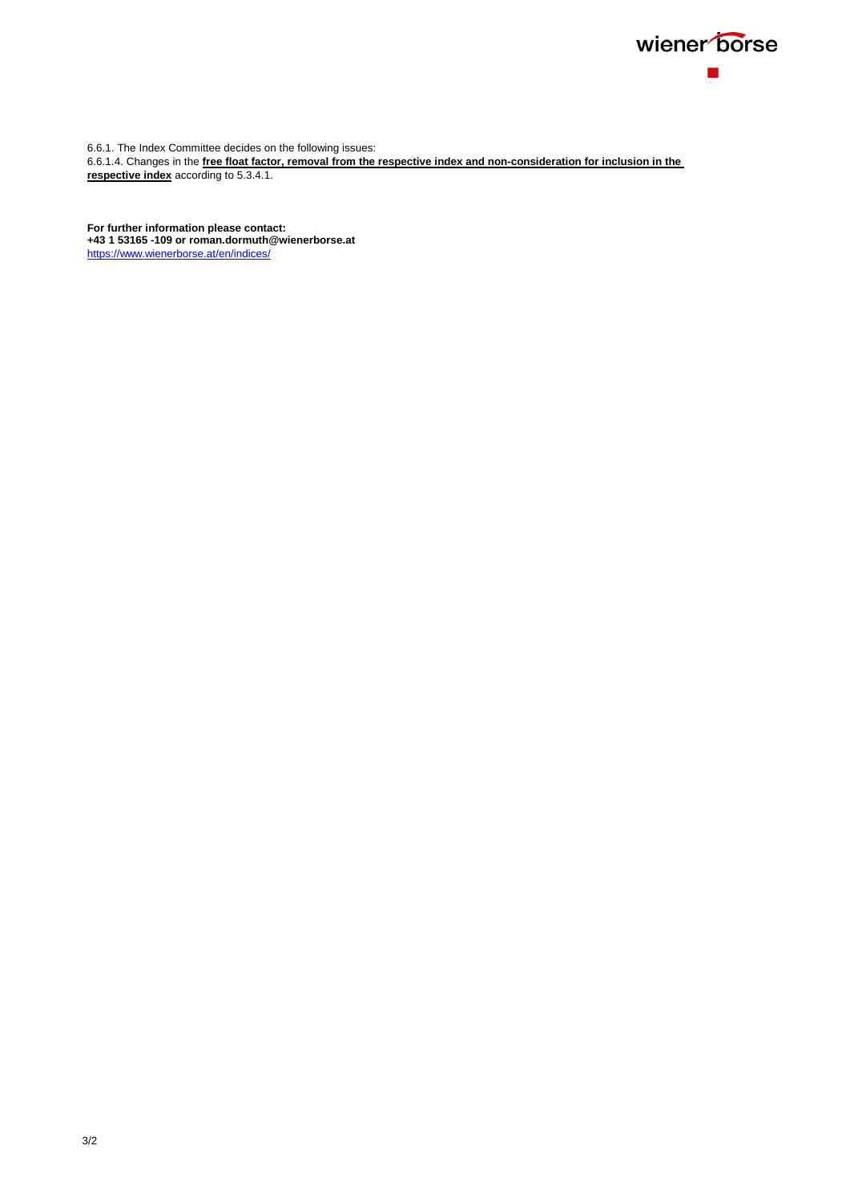6.6.1. The Index Committee decides on the following issues:
6.6.1.4. Changes in the **free float factor, removal from the respective index and non-consideration for inclusion in the respective index** according to 5.3.4.1.

**For further information please contact:**
**+43 1 53165 -109 or roman.dormuth@wienerborse.at**
https://www.wienerborse.at/en/indices/